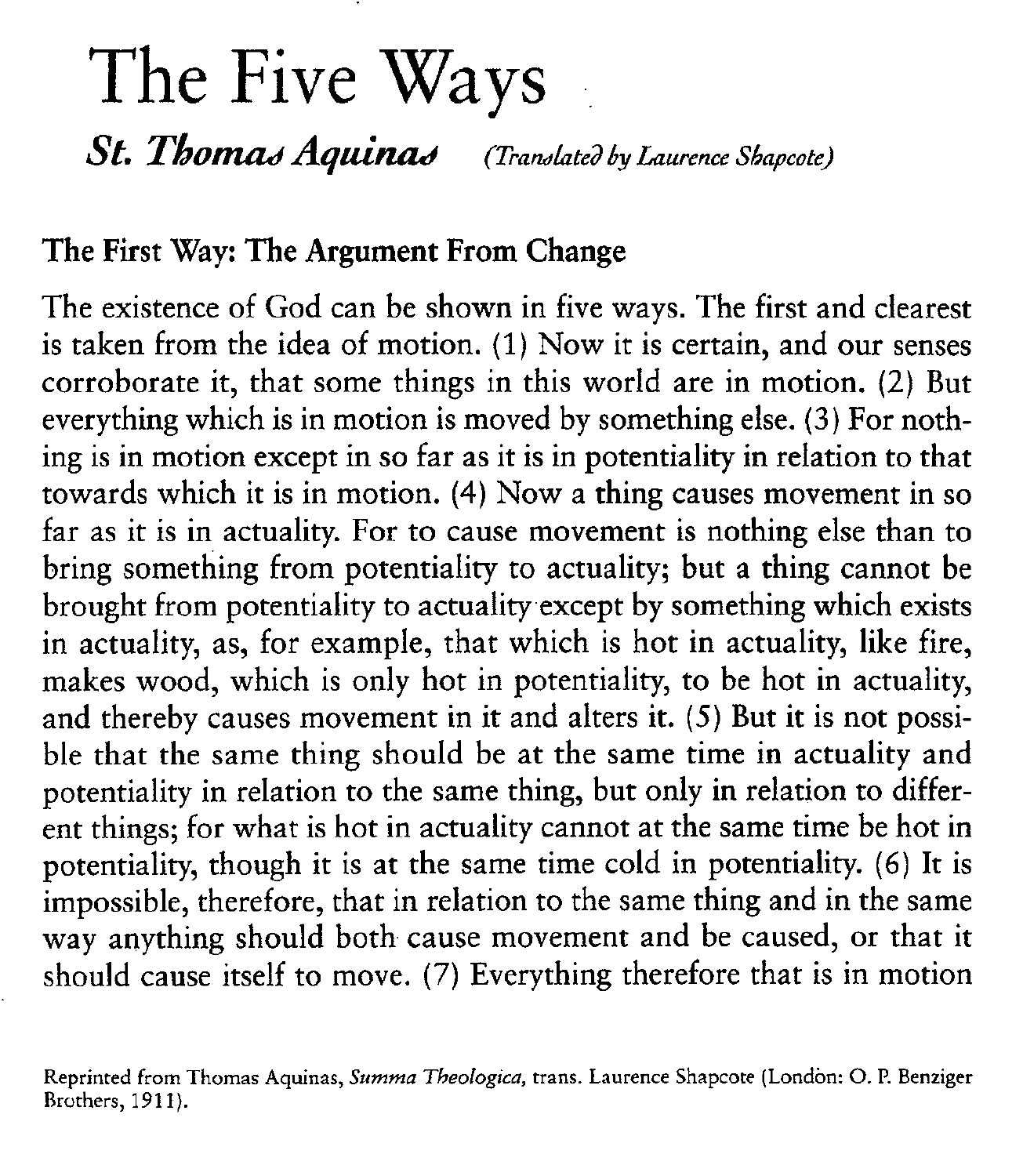# The Five Ways

***St. Thomas Aquinas*** *(Translated by Laurence Shapcote)*

## The First Way: The Argument From Change

The existence of God can be shown in five ways. The first and clearest is taken from the idea of motion. (1) Now it is certain, and our senses corroborate it, that some things in this world are in motion. (2) But everything which is in motion is moved by something else. (3) For nothing is in motion except in so far as it is in potentiality in relation to that towards which it is in motion. (4) Now a thing causes movement in so far as it is in actuality. For to cause movement is nothing else than to bring something from potentiality to actuality; but a thing cannot be brought from potentiality to actuality except by something which exists in actuality, as, for example, that which is hot in actuality, like fire, makes wood, which is only hot in potentiality, to be hot in actuality, and thereby causes movement in it and alters it. (5) But it is not possible that the same thing should be at the same time in actuality and potentiality in relation to the same thing, but only in relation to different things; for what is hot in actuality cannot at the same time be hot in potentiality, though it is at the same time cold in potentiality. (6) It is impossible, therefore, that in relation to the same thing and in the same way anything should both cause movement and be caused, or that it should cause itself to move. (7) Everything therefore that is in motion

Reprinted from Thomas Aquinas, *Summa Theologica*, trans. Laurence Shapcote (London: O. P. Benziger Brothers, 1911).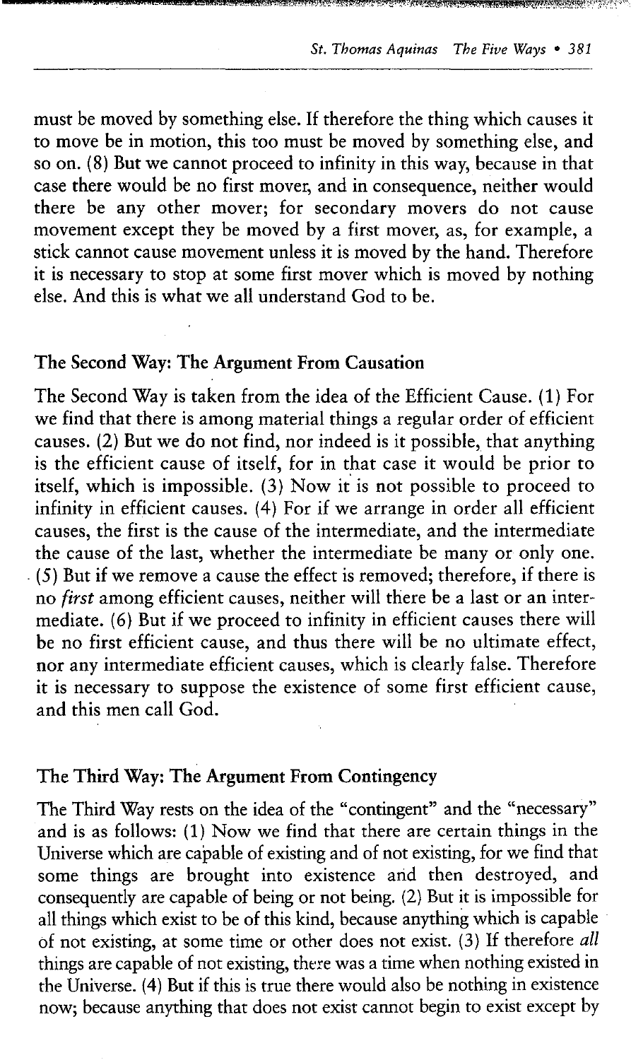must be moved by something else. If therefore the thing which causes it to move be in motion, this too must be moved by something else, and so on. (8) But we cannot proceed to infinity in this way, because in that case there would be no first mover, and in consequence, neither would there be any other mover; for secondary movers do not cause movement except they be moved by a first mover, as, for example, a stick cannot cause movement unless it is moved by the hand. Therefore it is necessary to stop at some first mover which is moved by nothing else. And this is what we all understand God to be.

### The Second Way: The Argument From Causation

The Second Way is taken from the idea of the Efficient Cause. (1) For we find that there is among material things a regular order of efficient causes. (2) But we do not find, nor indeed is it possible, that anything is the efficient cause of itself, for in that case it would be prior to itself, which is impossible. (3) Now it is not possible to proceed to infinity in efficient causes. (4) For if we arrange in order all efficient causes, the first is the cause of the intermediate, and the intermediate the cause of the last, whether the intermediate be many or only one. (5) But if we remove a cause the effect is removed; therefore, if there is no *first* among efficient causes, neither will there be a last or an intermediate. (6) But if we proceed to infinity in efficient causes there will be no first efficient cause, and thus there will be no ultimate effect, nor any intermediate efficient causes, which is clearly false. Therefore it is necessary to suppose the existence of some first efficient cause, and this men call God.

### The Third Way: The Argument From Contingency

The Third Way rests on the idea of the "contingent" and the "necessary" and is as follows: (1) Now we find that there are certain things in the Universe which are capable of existing and of not existing, for we find that some things are brought into existence and then destroyed, and consequently are capable of being or not being. (2) But it is impossible for all things which exist to be of this kind, because anything which is capable of not existing, at some time or other does not exist. (3) If therefore *all* things are capable of not existing, there was a time when nothing existed in the Universe. (4) But if this is true there would also be nothing in existence now; because anything that does not exist cannot begin to exist except by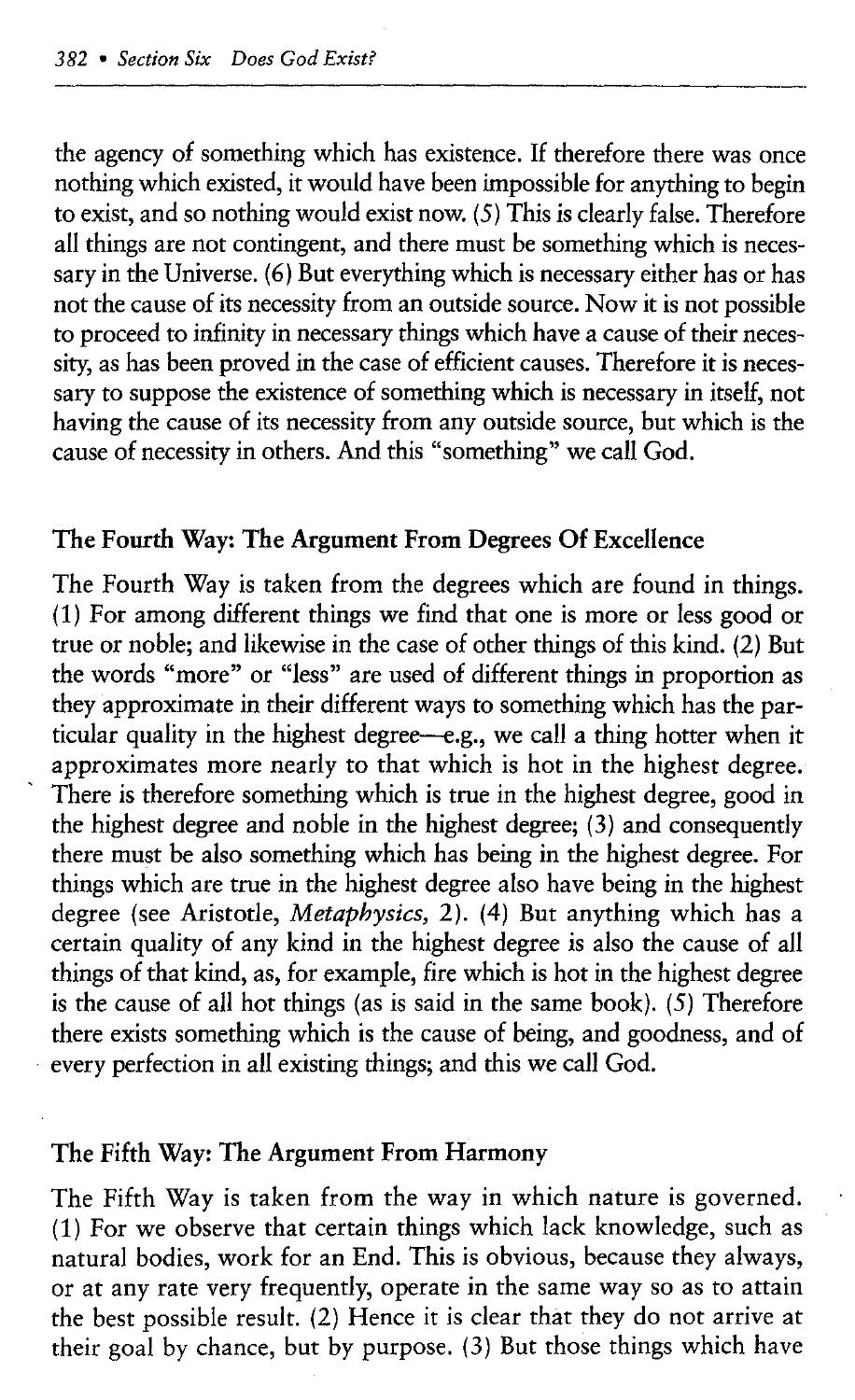the agency of something which has existence. If therefore there was once nothing which existed, it would have been impossible for anything to begin to exist, and so nothing would exist now. (5) This is clearly false. Therefore all things are not contingent, and there must be something which is necessary in the Universe. (6) But everything which is necessary either has or has not the cause of its necessity from an outside source. Now it is not possible to proceed to infinity in necessary things which have a cause of their necessity, as has been proved in the case of efficient causes. Therefore it is necessary to suppose the existence of something which is necessary in itself, not having the cause of its necessity from any outside source, but which is the cause of necessity in others. And this "something" we call God.

### The Fourth Way: The Argument From Degrees Of Excellence

The Fourth Way is taken from the degrees which are found in things. (1) For among different things we find that one is more or less good or true or noble; and likewise in the case of other things of this kind. (2) But the words "more" or "less" are used of different things in proportion as they approximate in their different ways to something which has the particular quality in the highest degree—e.g., we call a thing hotter when it approximates more nearly to that which is hot in the highest degree. There is therefore something which is true in the highest degree, good in the highest degree and noble in the highest degree; (3) and consequently there must be also something which has being in the highest degree. For things which are true in the highest degree also have being in the highest degree (see Aristotle, *Metaphysics,* 2). (4) But anything which has a certain quality of any kind in the highest degree is also the cause of all things of that kind, as, for example, fire which is hot in the highest degree is the cause of all hot things (as is said in the same book). (5) Therefore there exists something which is the cause of being, and goodness, and of every perfection in all existing things; and this we call God.

### The Fifth Way: The Argument From Harmony

The Fifth Way is taken from the way in which nature is governed. (1) For we observe that certain things which lack knowledge, such as natural bodies, work for an End. This is obvious, because they always, or at any rate very frequently, operate in the same way so as to attain the best possible result. (2) Hence it is clear that they do not arrive at their goal by chance, but by purpose. (3) But those things which have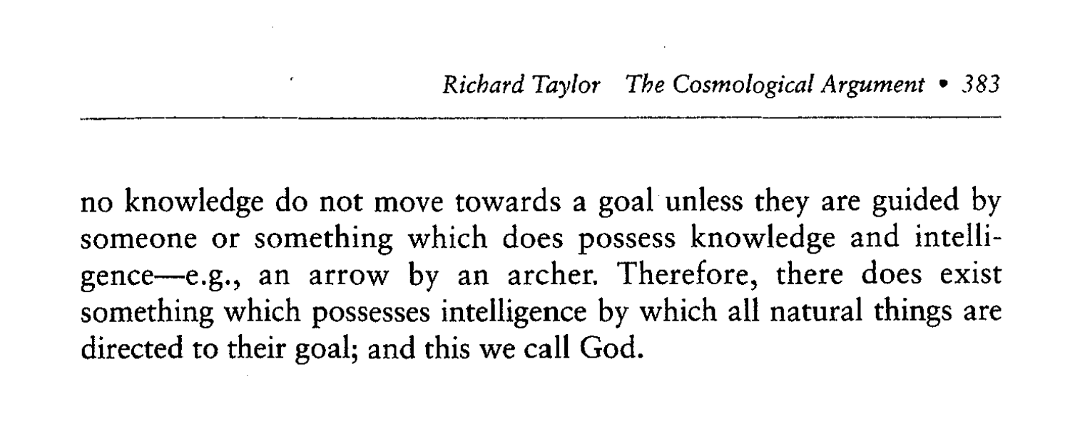no knowledge do not move towards a goal unless they are guided by someone or something which does possess knowledge and intelligence—e.g., an arrow by an archer. Therefore, there does exist something which possesses intelligence by which all natural things are directed to their goal; and this we call God.